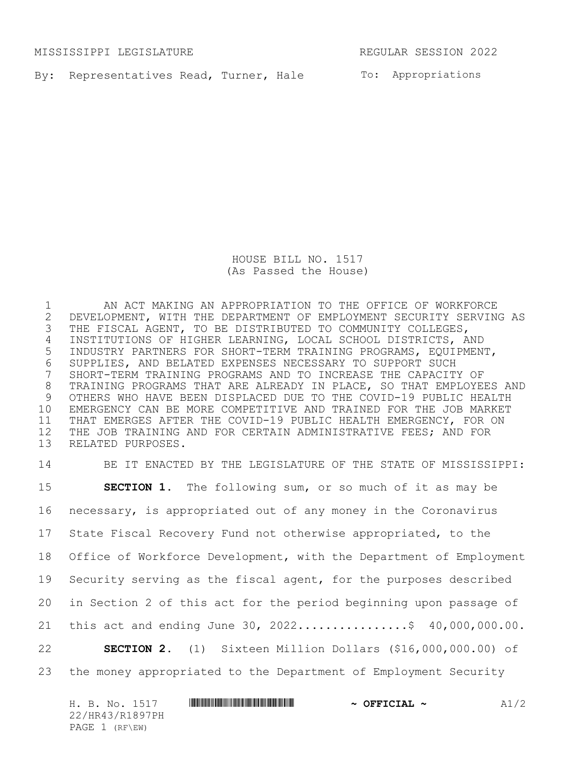MISSISSIPPI LEGISLATURE REGULAR SESSION 2022

By: Representatives Read, Turner, Hale

To: Appropriations

# HOUSE BILL NO. 1517
(As Passed the House)

AN ACT MAKING AN APPROPRIATION TO THE OFFICE OF WORKFORCE DEVELOPMENT, WITH THE DEPARTMENT OF EMPLOYMENT SECURITY SERVING AS THE FISCAL AGENT, TO BE DISTRIBUTED TO COMMUNITY COLLEGES, INSTITUTIONS OF HIGHER LEARNING, LOCAL SCHOOL DISTRICTS, AND INDUSTRY PARTNERS FOR SHORT-TERM TRAINING PROGRAMS, EQUIPMENT, SUPPLIES, AND BELATED EXPENSES NECESSARY TO SUPPORT SUCH SHORT-TERM TRAINING PROGRAMS AND TO INCREASE THE CAPACITY OF TRAINING PROGRAMS THAT ARE ALREADY IN PLACE, SO THAT EMPLOYEES AND OTHERS WHO HAVE BEEN DISPLACED DUE TO THE COVID-19 PUBLIC HEALTH EMERGENCY CAN BE MORE COMPETITIVE AND TRAINED FOR THE JOB MARKET THAT EMERGES AFTER THE COVID-19 PUBLIC HEALTH EMERGENCY, FOR ON THE JOB TRAINING AND FOR CERTAIN ADMINISTRATIVE FEES; AND FOR RELATED PURPOSES.

BE IT ENACTED BY THE LEGISLATURE OF THE STATE OF MISSISSIPPI:

**SECTION 1.** The following sum, or so much of it as may be necessary, is appropriated out of any money in the Coronavirus State Fiscal Recovery Fund not otherwise appropriated, to the Office of Workforce Development, with the Department of Employment Security serving as the fiscal agent, for the purposes described in Section 2 of this act for the period beginning upon passage of this act and ending June 30, 2022................$ 40,000,000.00.

**SECTION 2.** (1) Sixteen Million Dollars ($16,000,000.00) of the money appropriated to the Department of Employment Security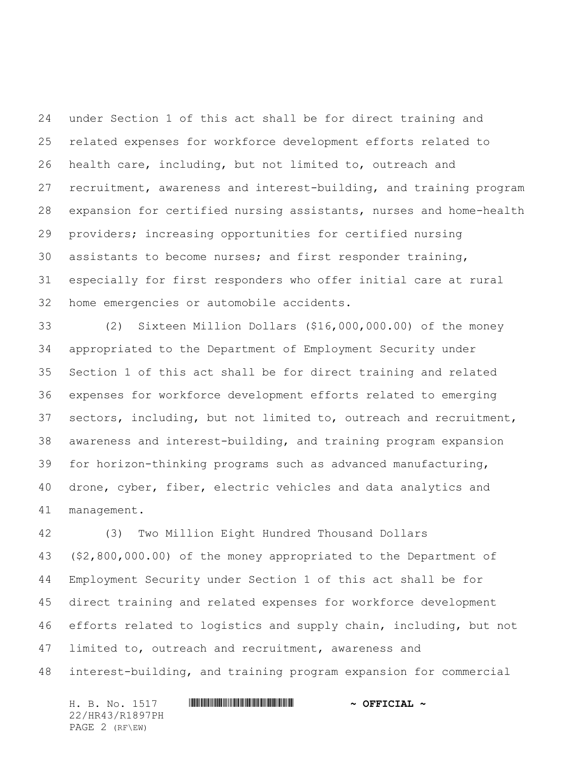under Section 1 of this act shall be for direct training and related expenses for workforce development efforts related to health care, including, but not limited to, outreach and recruitment, awareness and interest-building, and training program expansion for certified nursing assistants, nurses and home-health providers; increasing opportunities for certified nursing assistants to become nurses; and first responder training, especially for first responders who offer initial care at rural home emergencies or automobile accidents.

(2) Sixteen Million Dollars ($16,000,000.00) of the money appropriated to the Department of Employment Security under Section 1 of this act shall be for direct training and related expenses for workforce development efforts related to emerging sectors, including, but not limited to, outreach and recruitment, awareness and interest-building, and training program expansion for horizon-thinking programs such as advanced manufacturing, drone, cyber, fiber, electric vehicles and data analytics and management.

(3) Two Million Eight Hundred Thousand Dollars ($2,800,000.00) of the money appropriated to the Department of Employment Security under Section 1 of this act shall be for direct training and related expenses for workforce development efforts related to logistics and supply chain, including, but not limited to, outreach and recruitment, awareness and interest-building, and training program expansion for commercial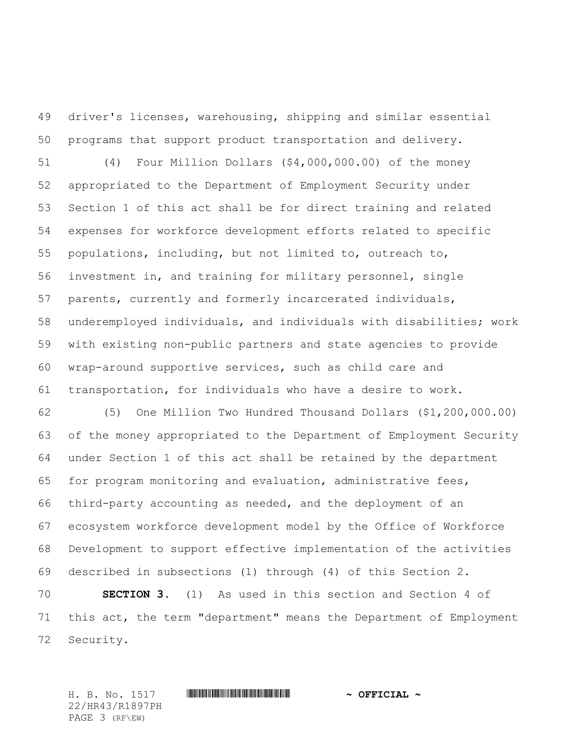driver's licenses, warehousing, shipping and similar essential programs that support product transportation and delivery.

(4) Four Million Dollars ($4,000,000.00) of the money appropriated to the Department of Employment Security under Section 1 of this act shall be for direct training and related expenses for workforce development efforts related to specific populations, including, but not limited to, outreach to, investment in, and training for military personnel, single parents, currently and formerly incarcerated individuals, underemployed individuals, and individuals with disabilities; work with existing non-public partners and state agencies to provide wrap-around supportive services, such as child care and transportation, for individuals who have a desire to work.

(5) One Million Two Hundred Thousand Dollars ($1,200,000.00) of the money appropriated to the Department of Employment Security under Section 1 of this act shall be retained by the department for program monitoring and evaluation, administrative fees, third-party accounting as needed, and the deployment of an ecosystem workforce development model by the Office of Workforce Development to support effective implementation of the activities described in subsections (1) through (4) of this Section 2.

**SECTION 3.** (1) As used in this section and Section 4 of this act, the term "department" means the Department of Employment Security.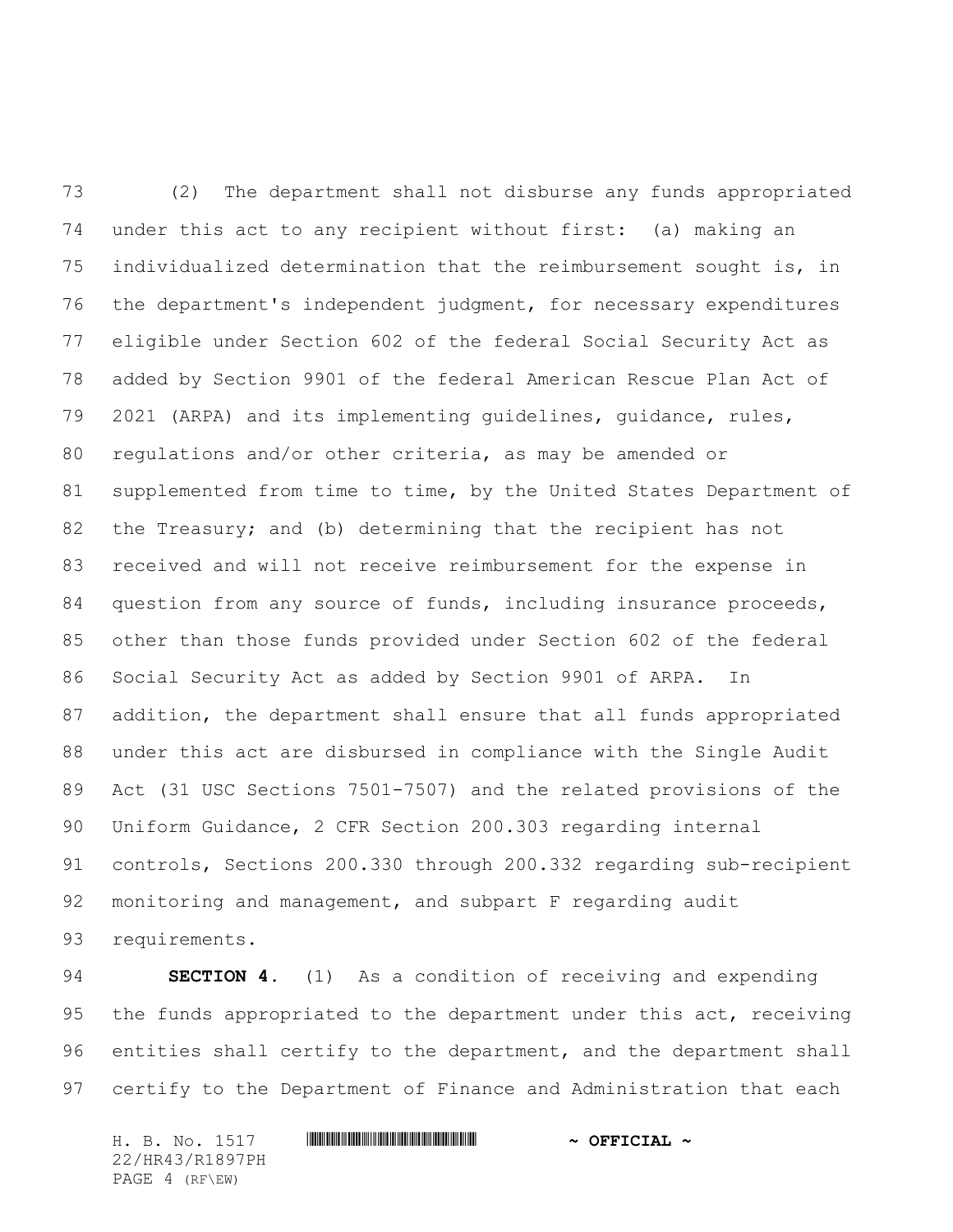(2) The department shall not disburse any funds appropriated under this act to any recipient without first: (a) making an individualized determination that the reimbursement sought is, in the department's independent judgment, for necessary expenditures eligible under Section 602 of the federal Social Security Act as added by Section 9901 of the federal American Rescue Plan Act of 2021 (ARPA) and its implementing guidelines, guidance, rules, regulations and/or other criteria, as may be amended or supplemented from time to time, by the United States Department of the Treasury; and (b) determining that the recipient has not received and will not receive reimbursement for the expense in question from any source of funds, including insurance proceeds, other than those funds provided under Section 602 of the federal Social Security Act as added by Section 9901 of ARPA. In addition, the department shall ensure that all funds appropriated under this act are disbursed in compliance with the Single Audit Act (31 USC Sections 7501-7507) and the related provisions of the Uniform Guidance, 2 CFR Section 200.303 regarding internal controls, Sections 200.330 through 200.332 regarding sub-recipient monitoring and management, and subpart F regarding audit requirements.

**SECTION 4.** (1) As a condition of receiving and expending the funds appropriated to the department under this act, receiving entities shall certify to the department, and the department shall certify to the Department of Finance and Administration that each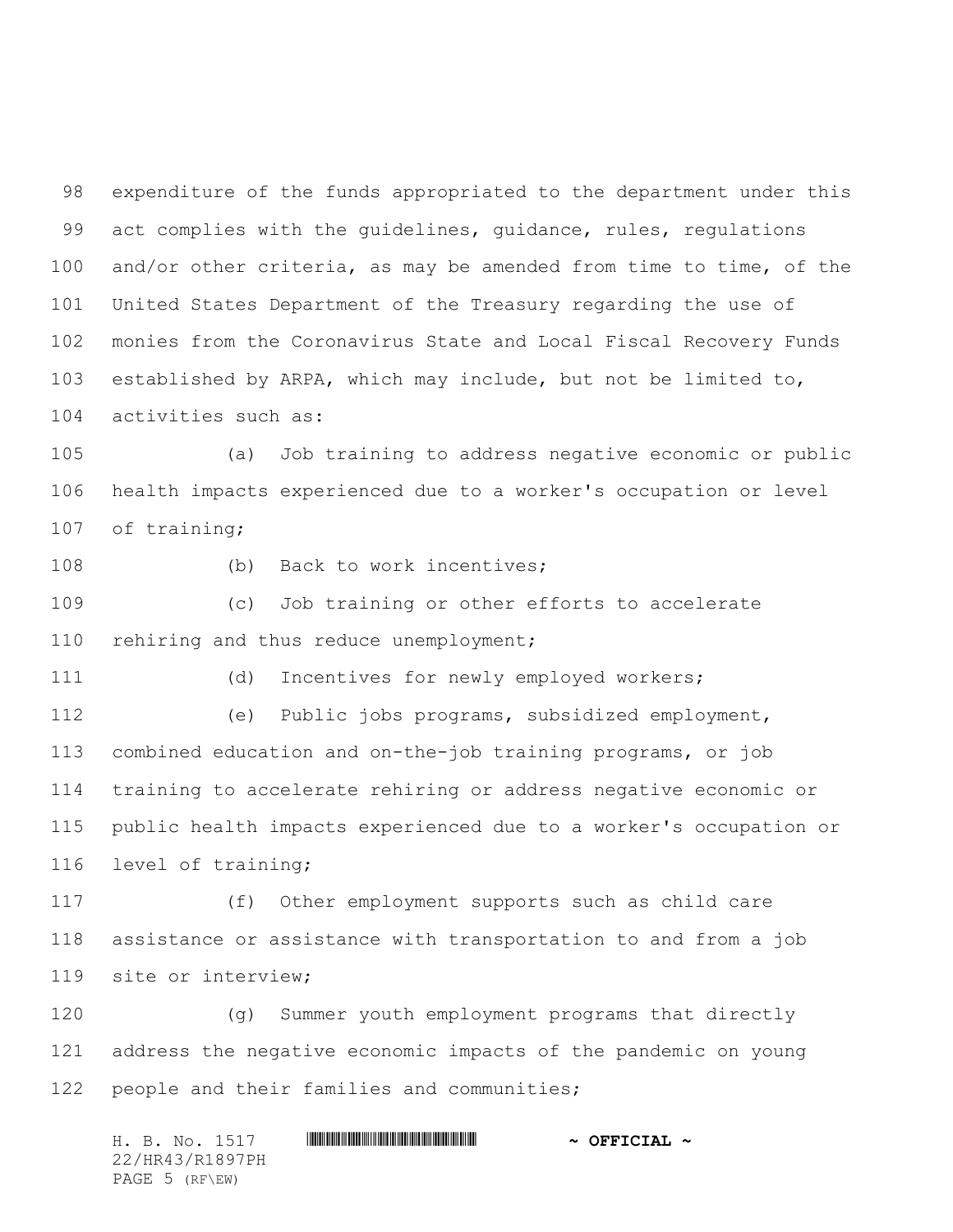expenditure of the funds appropriated to the department under this act complies with the guidelines, guidance, rules, regulations and/or other criteria, as may be amended from time to time, of the United States Department of the Treasury regarding the use of monies from the Coronavirus State and Local Fiscal Recovery Funds established by ARPA, which may include, but not be limited to, activities such as:

(a) Job training to address negative economic or public health impacts experienced due to a worker's occupation or level of training;

(b) Back to work incentives;

(c) Job training or other efforts to accelerate rehiring and thus reduce unemployment;

(d) Incentives for newly employed workers;

(e) Public jobs programs, subsidized employment, combined education and on-the-job training programs, or job training to accelerate rehiring or address negative economic or public health impacts experienced due to a worker's occupation or level of training;

(f) Other employment supports such as child care assistance or assistance with transportation to and from a job site or interview;

(g) Summer youth employment programs that directly address the negative economic impacts of the pandemic on young people and their families and communities;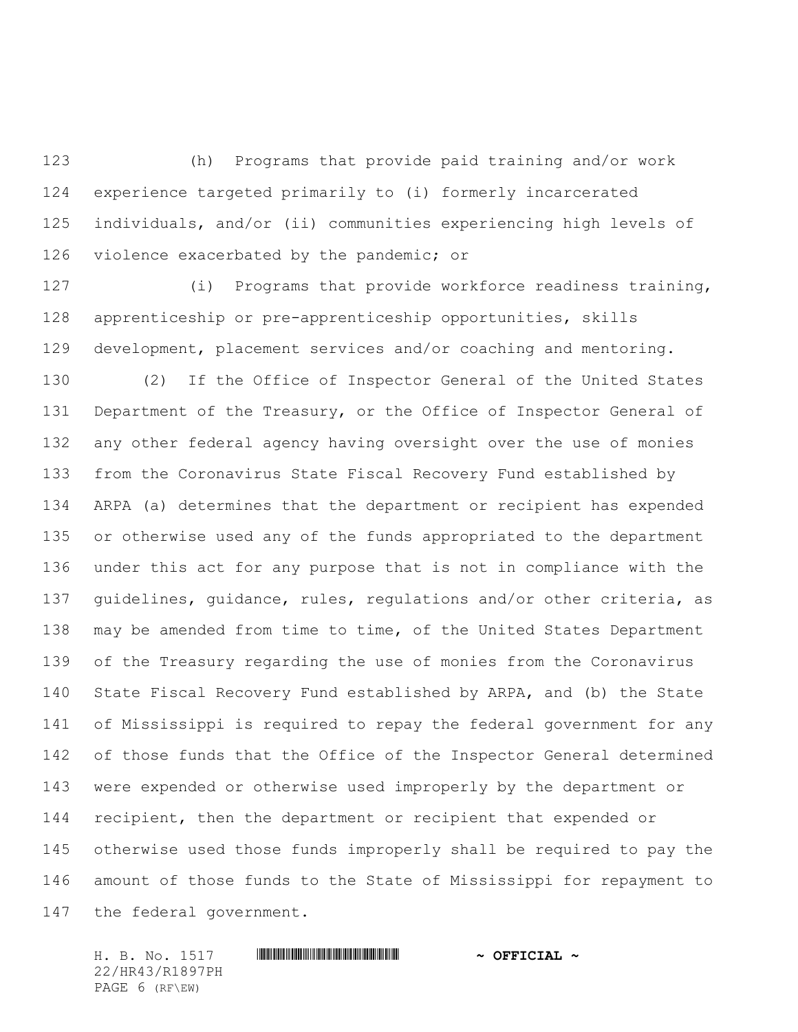(h) Programs that provide paid training and/or work experience targeted primarily to (i) formerly incarcerated individuals, and/or (ii) communities experiencing high levels of violence exacerbated by the pandemic; or

(i) Programs that provide workforce readiness training, apprenticeship or pre-apprenticeship opportunities, skills development, placement services and/or coaching and mentoring.

(2) If the Office of Inspector General of the United States Department of the Treasury, or the Office of Inspector General of any other federal agency having oversight over the use of monies from the Coronavirus State Fiscal Recovery Fund established by ARPA (a) determines that the department or recipient has expended or otherwise used any of the funds appropriated to the department under this act for any purpose that is not in compliance with the guidelines, guidance, rules, regulations and/or other criteria, as may be amended from time to time, of the United States Department of the Treasury regarding the use of monies from the Coronavirus State Fiscal Recovery Fund established by ARPA, and (b) the State of Mississippi is required to repay the federal government for any of those funds that the Office of the Inspector General determined were expended or otherwise used improperly by the department or recipient, then the department or recipient that expended or otherwise used those funds improperly shall be required to pay the amount of those funds to the State of Mississippi for repayment to the federal government.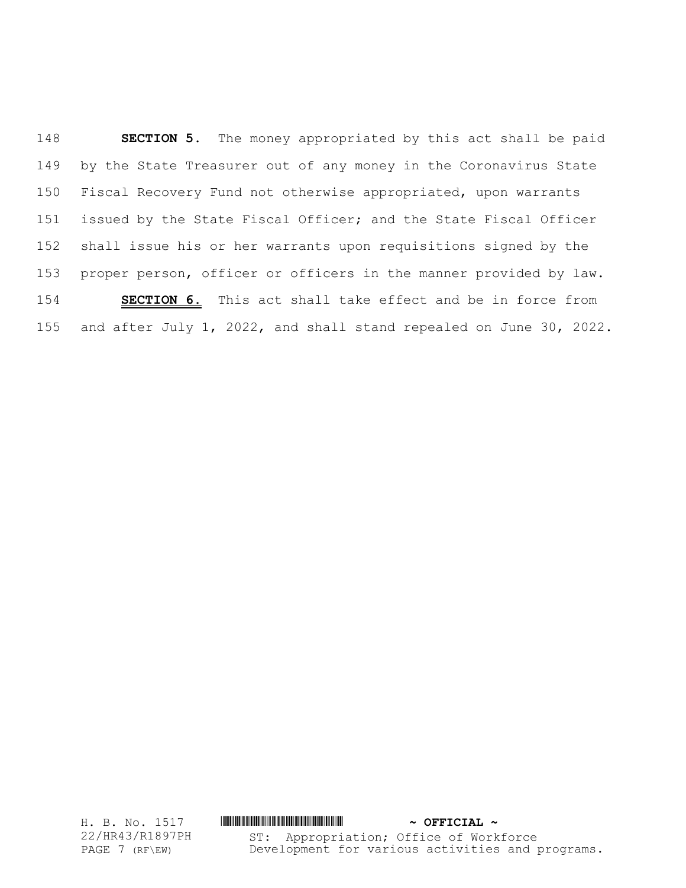**SECTION 5.** The money appropriated by this act shall be paid by the State Treasurer out of any money in the Coronavirus State Fiscal Recovery Fund not otherwise appropriated, upon warrants issued by the State Fiscal Officer; and the State Fiscal Officer shall issue his or her warrants upon requisitions signed by the proper person, officer or officers in the manner provided by law.

**SECTION 6.** This act shall take effect and be in force from and after July 1, 2022, and shall stand repealed on June 30, 2022.